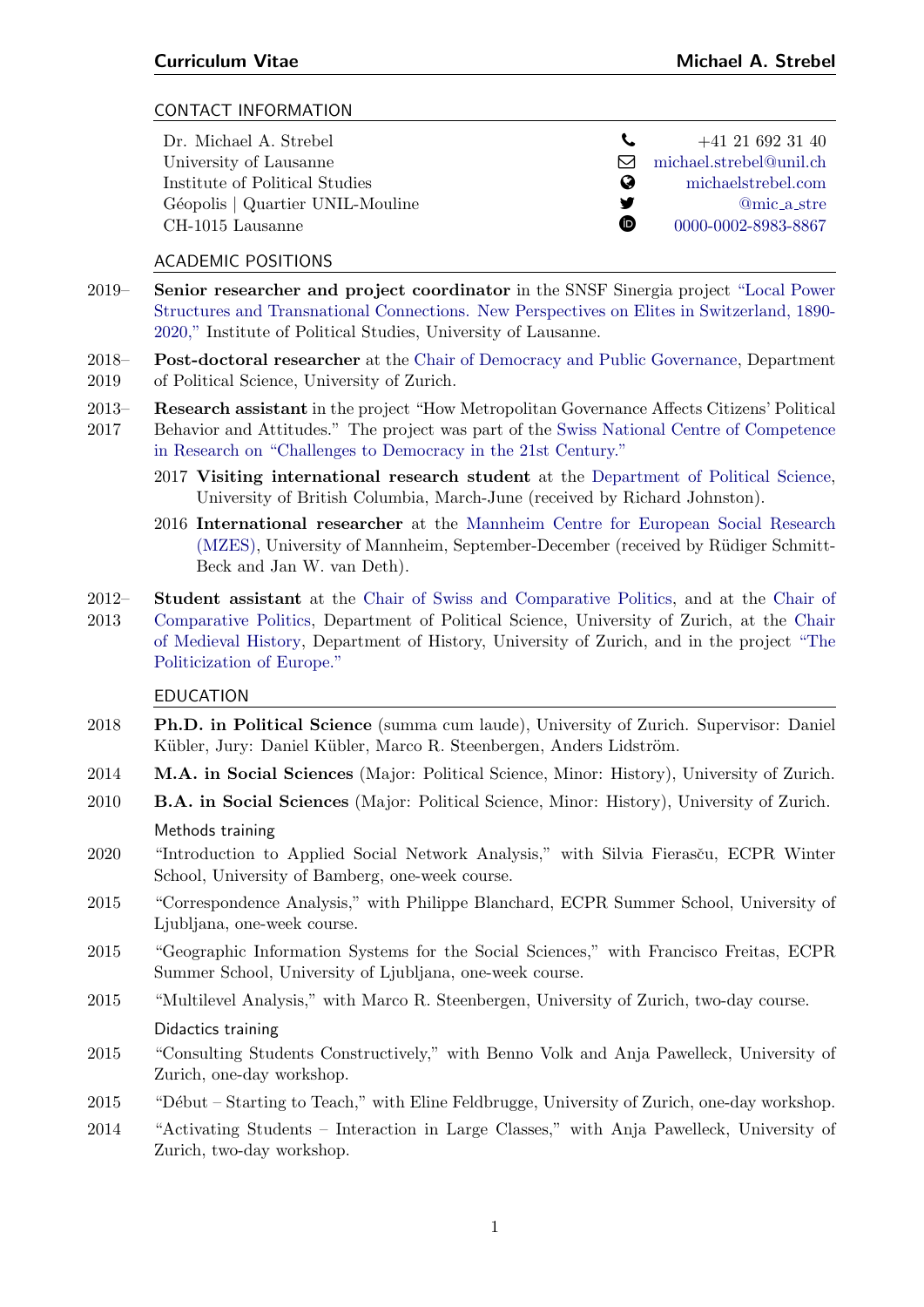# Curriculum Vitae — Michael A. Strebel

## CONTACT INFORMATION

Dr. Michael A. Strebel
University of Lausanne
Institute of Political Studies
Géopolis | Quartier UNIL-Mouline
CH-1015 Lausanne

+41 21 692 31 40
michael.strebel@unil.ch
michaelstrebel.com
@mic_a_stre
0000-0002-8983-8867

## ACADEMIC POSITIONS

2019– **Senior researcher and project coordinator** in the SNSF Sinergia project "Local Power Structures and Transnational Connections. New Perspectives on Elites in Switzerland, 1890-2020," Institute of Political Studies, University of Lausanne.

2018–2019 **Post-doctoral researcher** at the Chair of Democracy and Public Governance, Department of Political Science, University of Zurich.

2013–2017 **Research assistant** in the project "How Metropolitan Governance Affects Citizens' Political Behavior and Attitudes." The project was part of the Swiss National Centre of Competence in Research on "Challenges to Democracy in the 21st Century."

- 2017 **Visiting international research student** at the Department of Political Science, University of British Columbia, March-June (received by Richard Johnston).
- 2016 **International researcher** at the Mannheim Centre for European Social Research (MZES), University of Mannheim, September-December (received by Rüdiger Schmitt-Beck and Jan W. van Deth).

2012–2013 **Student assistant** at the Chair of Swiss and Comparative Politics, and at the Chair of Comparative Politics, Department of Political Science, University of Zurich, at the Chair of Medieval History, Department of History, University of Zurich, and in the project "The Politicization of Europe."

## EDUCATION

2018 **Ph.D. in Political Science** (summa cum laude), University of Zurich. Supervisor: Daniel Kübler, Jury: Daniel Kübler, Marco R. Steenbergen, Anders Lidström.

2014 **M.A. in Social Sciences** (Major: Political Science, Minor: History), University of Zurich.

2010 **B.A. in Social Sciences** (Major: Political Science, Minor: History), University of Zurich.

### Methods training

2020 "Introduction to Applied Social Network Analysis," with Silvia Fierasču, ECPR Winter School, University of Bamberg, one-week course.

2015 "Correspondence Analysis," with Philippe Blanchard, ECPR Summer School, University of Ljubljana, one-week course.

2015 "Geographic Information Systems for the Social Sciences," with Francisco Freitas, ECPR Summer School, University of Ljubljana, one-week course.

2015 "Multilevel Analysis," with Marco R. Steenbergen, University of Zurich, two-day course.

### Didactics training

2015 "Consulting Students Constructively," with Benno Volk and Anja Pawelleck, University of Zurich, one-day workshop.

2015 "Début – Starting to Teach," with Eline Feldbrugge, University of Zurich, one-day workshop.

2014 "Activating Students – Interaction in Large Classes," with Anja Pawelleck, University of Zurich, two-day workshop.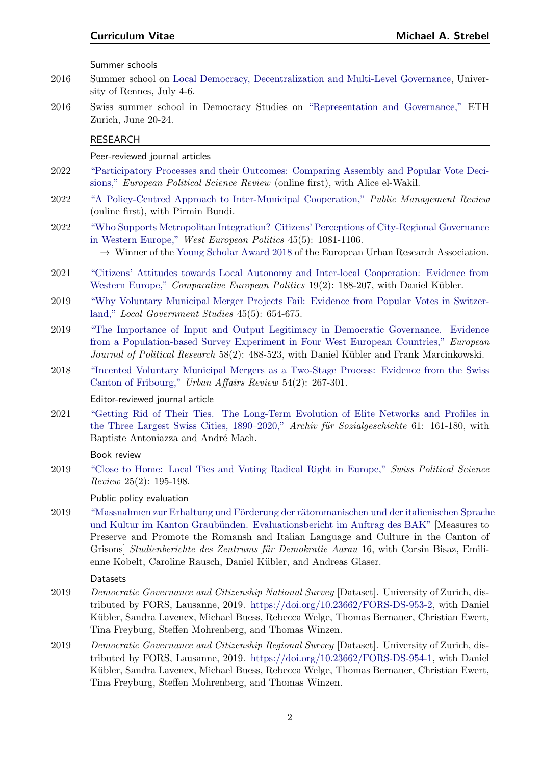### Summer schools

2016 Summer school on Local Democracy, Decentralization and Multi-Level Governance, University of Rennes, July 4-6.

2016 Swiss summer school in Democracy Studies on "Representation and Governance," ETH Zurich, June 20-24.

## RESEARCH

### Peer-reviewed journal articles

2022 "Participatory Processes and their Outcomes: Comparing Assembly and Popular Vote Decisions," *European Political Science Review* (online first), with Alice el-Wakil.

2022 "A Policy-Centred Approach to Inter-Municipal Cooperation," *Public Management Review* (online first), with Pirmin Bundi.

2022 "Who Supports Metropolitan Integration? Citizens' Perceptions of City-Regional Governance in Western Europe," *West European Politics* 45(5): 1081-1106.
→ Winner of the Young Scholar Award 2018 of the European Urban Research Association.

2021 "Citizens' Attitudes towards Local Autonomy and Inter-local Cooperation: Evidence from Western Europe," *Comparative European Politics* 19(2): 188-207, with Daniel Kübler.

2019 "Why Voluntary Municipal Merger Projects Fail: Evidence from Popular Votes in Switzerland," *Local Government Studies* 45(5): 654-675.

2019 "The Importance of Input and Output Legitimacy in Democratic Governance. Evidence from a Population-based Survey Experiment in Four West European Countries," *European Journal of Political Research* 58(2): 488-523, with Daniel Kübler and Frank Marcinkowski.

2018 "Incented Voluntary Municipal Mergers as a Two-Stage Process: Evidence from the Swiss Canton of Fribourg," *Urban Affairs Review* 54(2): 267-301.

### Editor-reviewed journal article

2021 "Getting Rid of Their Ties. The Long-Term Evolution of Elite Networks and Profiles in the Three Largest Swiss Cities, 1890–2020," *Archiv für Sozialgeschichte* 61: 161-180, with Baptiste Antoniazza and André Mach.

### Book review

2019 "Close to Home: Local Ties and Voting Radical Right in Europe," *Swiss Political Science Review* 25(2): 195-198.

### Public policy evaluation

2019 "Massnahmen zur Erhaltung und Förderung der rätoromanischen und der italienischen Sprache und Kultur im Kanton Graubünden. Evaluationsbericht im Auftrag des BAK" [Measures to Preserve and Promote the Romansh and Italian Language and Culture in the Canton of Grisons] *Studienberichte des Zentrums für Demokratie Aarau* 16, with Corsin Bisaz, Emilienne Kobelt, Caroline Rausch, Daniel Kübler, and Andreas Glaser.

### Datasets

2019 *Democratic Governance and Citizenship National Survey* [Dataset]. University of Zurich, distributed by FORS, Lausanne, 2019. https://doi.org/10.23662/FORS-DS-953-2, with Daniel Kübler, Sandra Lavenex, Michael Buess, Rebecca Welge, Thomas Bernauer, Christian Ewert, Tina Freyburg, Steffen Mohrenberg, and Thomas Winzen.

2019 *Democratic Governance and Citizenship Regional Survey* [Dataset]. University of Zurich, distributed by FORS, Lausanne, 2019. https://doi.org/10.23662/FORS-DS-954-1, with Daniel Kübler, Sandra Lavenex, Michael Buess, Rebecca Welge, Thomas Bernauer, Christian Ewert, Tina Freyburg, Steffen Mohrenberg, and Thomas Winzen.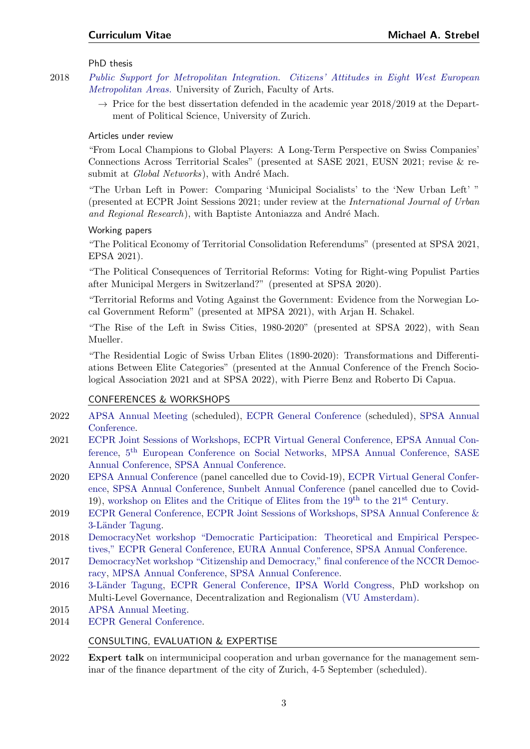### PhD thesis

2018 *Public Support for Metropolitan Integration. Citizens' Attitudes in Eight West European Metropolitan Areas.* University of Zurich, Faculty of Arts.

→ Price for the best dissertation defended in the academic year 2018/2019 at the Department of Political Science, University of Zurich.

### Articles under review

"From Local Champions to Global Players: A Long-Term Perspective on Swiss Companies' Connections Across Territorial Scales" (presented at SASE 2021, EUSN 2021; revise & resubmit at *Global Networks*), with André Mach.

"The Urban Left in Power: Comparing 'Municipal Socialists' to the 'New Urban Left' " (presented at ECPR Joint Sessions 2021; under review at the *International Journal of Urban and Regional Research*), with Baptiste Antoniazza and André Mach.

### Working papers

"The Political Economy of Territorial Consolidation Referendums" (presented at SPSA 2021, EPSA 2021).

"The Political Consequences of Territorial Reforms: Voting for Right-wing Populist Parties after Municipal Mergers in Switzerland?" (presented at SPSA 2020).

"Territorial Reforms and Voting Against the Government: Evidence from the Norwegian Local Government Reform" (presented at MPSA 2021), with Arjan H. Schakel.

"The Rise of the Left in Swiss Cities, 1980-2020" (presented at SPSA 2022), with Sean Mueller.

"The Residential Logic of Swiss Urban Elites (1890-2020): Transformations and Differentiations Between Elite Categories" (presented at the Annual Conference of the French Sociological Association 2021 and at SPSA 2022), with Pierre Benz and Roberto Di Capua.

## CONFERENCES & WORKSHOPS

2022 APSA Annual Meeting (scheduled), ECPR General Conference (scheduled), SPSA Annual Conference.

2021 ECPR Joint Sessions of Workshops, ECPR Virtual General Conference, EPSA Annual Conference, 5th European Conference on Social Networks, MPSA Annual Conference, SASE Annual Conference, SPSA Annual Conference.

2020 EPSA Annual Conference (panel cancelled due to Covid-19), ECPR Virtual General Conference, SPSA Annual Conference, Sunbelt Annual Conference (panel cancelled due to Covid-19), workshop on Elites and the Critique of Elites from the 19th to the 21st Century.

2019 ECPR General Conference, ECPR Joint Sessions of Workshops, SPSA Annual Conference & 3-Länder Tagung.

2018 DemocracyNet workshop "Democratic Participation: Theoretical and Empirical Perspectives," ECPR General Conference, EURA Annual Conference, SPSA Annual Conference.

2017 DemocracyNet workshop "Citizenship and Democracy," final conference of the NCCR Democracy, MPSA Annual Conference, SPSA Annual Conference.

2016 3-Länder Tagung, ECPR General Conference, IPSA World Congress, PhD workshop on Multi-Level Governance, Decentralization and Regionalism (VU Amsterdam).

2015 APSA Annual Meeting.

2014 ECPR General Conference.

## CONSULTING, EVALUATION & EXPERTISE

2022 **Expert talk** on intermunicipal cooperation and urban governance for the management seminar of the finance department of the city of Zurich, 4-5 September (scheduled).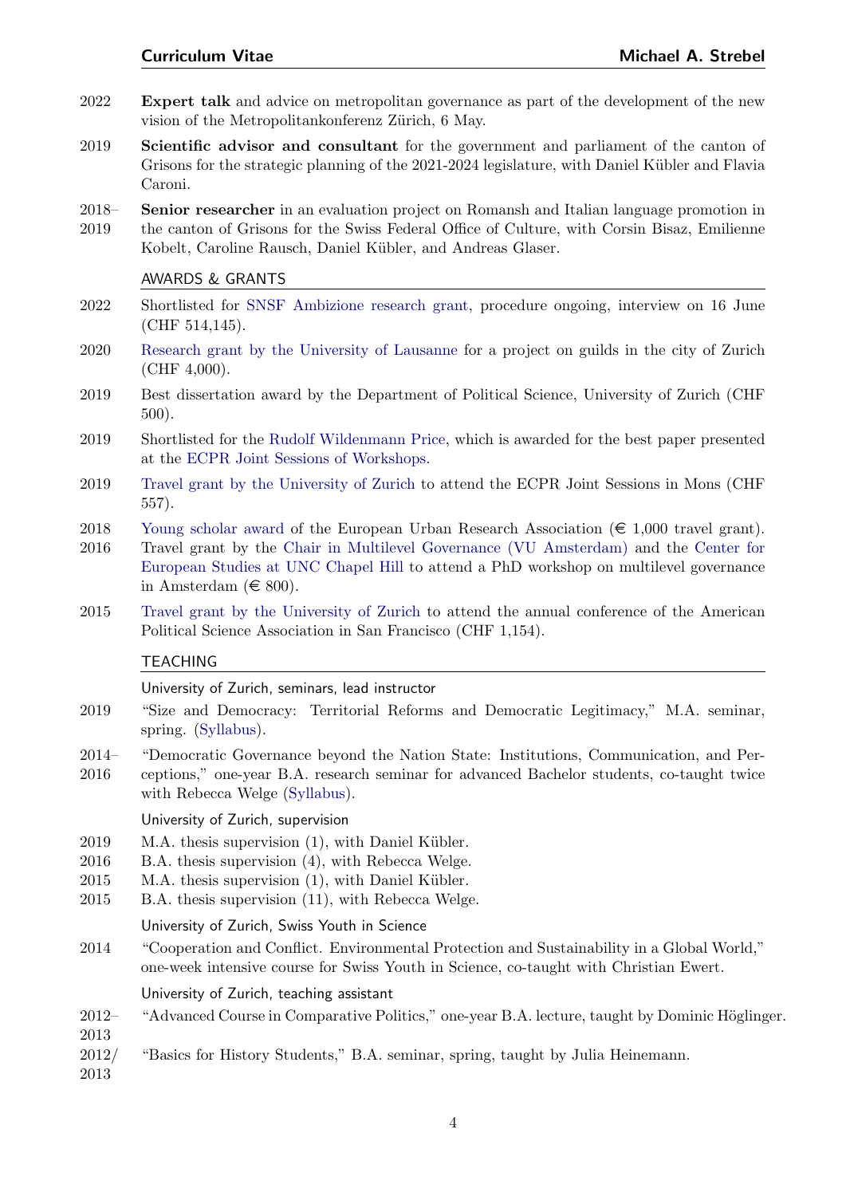2022 **Expert talk** and advice on metropolitan governance as part of the development of the new vision of the Metropolitankonferenz Zürich, 6 May.

2019 **Scientific advisor and consultant** for the government and parliament of the canton of Grisons for the strategic planning of the 2021-2024 legislature, with Daniel Kübler and Flavia Caroni.

2018–2019 **Senior researcher** in an evaluation project on Romansh and Italian language promotion in the canton of Grisons for the Swiss Federal Office of Culture, with Corsin Bisaz, Emilienne Kobelt, Caroline Rausch, Daniel Kübler, and Andreas Glaser.

## AWARDS & GRANTS

2022 Shortlisted for SNSF Ambizione research grant, procedure ongoing, interview on 16 June (CHF 514,145).

2020 Research grant by the University of Lausanne for a project on guilds in the city of Zurich (CHF 4,000).

2019 Best dissertation award by the Department of Political Science, University of Zurich (CHF 500).

2019 Shortlisted for the Rudolf Wildenmann Price, which is awarded for the best paper presented at the ECPR Joint Sessions of Workshops.

2019 Travel grant by the University of Zurich to attend the ECPR Joint Sessions in Mons (CHF 557).

2018 Young scholar award of the European Urban Research Association (€ 1,000 travel grant).

2016 Travel grant by the Chair in Multilevel Governance (VU Amsterdam) and the Center for European Studies at UNC Chapel Hill to attend a PhD workshop on multilevel governance in Amsterdam (€ 800).

2015 Travel grant by the University of Zurich to attend the annual conference of the American Political Science Association in San Francisco (CHF 1,154).

## TEACHING

### University of Zurich, seminars, lead instructor

2019 "Size and Democracy: Territorial Reforms and Democratic Legitimacy," M.A. seminar, spring. (Syllabus).

2014–2016 "Democratic Governance beyond the Nation State: Institutions, Communication, and Perceptions," one-year B.A. research seminar for advanced Bachelor students, co-taught twice with Rebecca Welge (Syllabus).

### University of Zurich, supervision

2019 M.A. thesis supervision (1), with Daniel Kübler.
2016 B.A. thesis supervision (4), with Rebecca Welge.
2015 M.A. thesis supervision (1), with Daniel Kübler.
2015 B.A. thesis supervision (11), with Rebecca Welge.

### University of Zurich, Swiss Youth in Science

2014 "Cooperation and Conflict. Environmental Protection and Sustainability in a Global World," one-week intensive course for Swiss Youth in Science, co-taught with Christian Ewert.

### University of Zurich, teaching assistant

2012–2013 "Advanced Course in Comparative Politics," one-year B.A. lecture, taught by Dominic Höglinger.

2012/2013 "Basics for History Students," B.A. seminar, spring, taught by Julia Heinemann.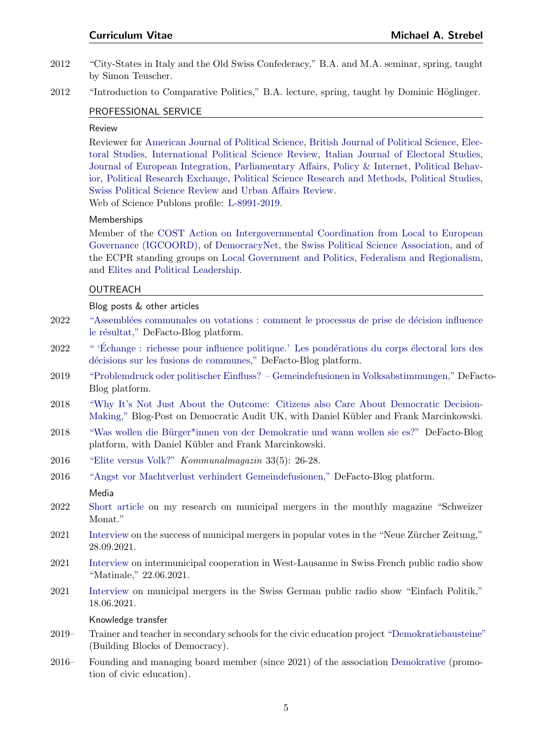2012 "City-States in Italy and the Old Swiss Confederacy," B.A. and M.A. seminar, spring, taught by Simon Teuscher.

2012 "Introduction to Comparative Politics," B.A. lecture, spring, taught by Dominic Höglinger.

## PROFESSIONAL SERVICE

### Review

Reviewer for American Journal of Political Science, British Journal of Political Science, Electoral Studies, International Political Science Review, Italian Journal of Electoral Studies, Journal of European Integration, Parliamentary Affairs, Policy & Internet, Political Behavior, Political Research Exchange, Political Science Research and Methods, Political Studies, Swiss Political Science Review and Urban Affairs Review.
Web of Science Publons profile: L-8991-2019.

### Memberships

Member of the COST Action on Intergovernmental Coordination from Local to European Governance (IGCOORD), of DemocracyNet, the Swiss Political Science Association, and of the ECPR standing groups on Local Government and Politics, Federalism and Regionalism, and Elites and Political Leadership.

## OUTREACH

### Blog posts & other articles

2022 "Assemblées communales ou votations : comment le processus de prise de décision influence le résultat," DeFacto-Blog platform.

2022 " 'Échange : richesse pour influence politique.' Les pondérations du corps électoral lors des décisions sur les fusions de communes," DeFacto-Blog platform.

2019 "Problemdruck oder politischer Einfluss? – Gemeindefusionen in Volksabstimmungen," DeFacto-Blog platform.

2018 "Why It's Not Just About the Outcome: Citizens also Care About Democratic Decision-Making," Blog-Post on Democratic Audit UK, with Daniel Kübler and Frank Marcinkowski.

2018 "Was wollen die Bürger*innen von der Demokratie und wann wollen sie es?" DeFacto-Blog platform, with Daniel Kübler and Frank Marcinkowski.

2016 "Elite versus Volk?" *Kommunalmagazin* 33(5): 26-28.

2016 "Angst vor Machtverlust verhindert Gemeindefusionen," DeFacto-Blog platform.

### Media

2022 Short article on my research on municipal mergers in the monthly magazine "Schweizer Monat."

2021 Interview on the success of municipal mergers in popular votes in the "Neue Zürcher Zeitung," 28.09.2021.

2021 Interview on intermunicipal cooperation in West-Lausanne in Swiss French public radio show "Matinale," 22.06.2021.

2021 Interview on municipal mergers in the Swiss German public radio show "Einfach Politik," 18.06.2021.

### Knowledge transfer

2019– Trainer and teacher in secondary schools for the civic education project "Demokratiebausteine" (Building Blocks of Democracy).

2016– Founding and managing board member (since 2021) of the association Demokrative (promotion of civic education).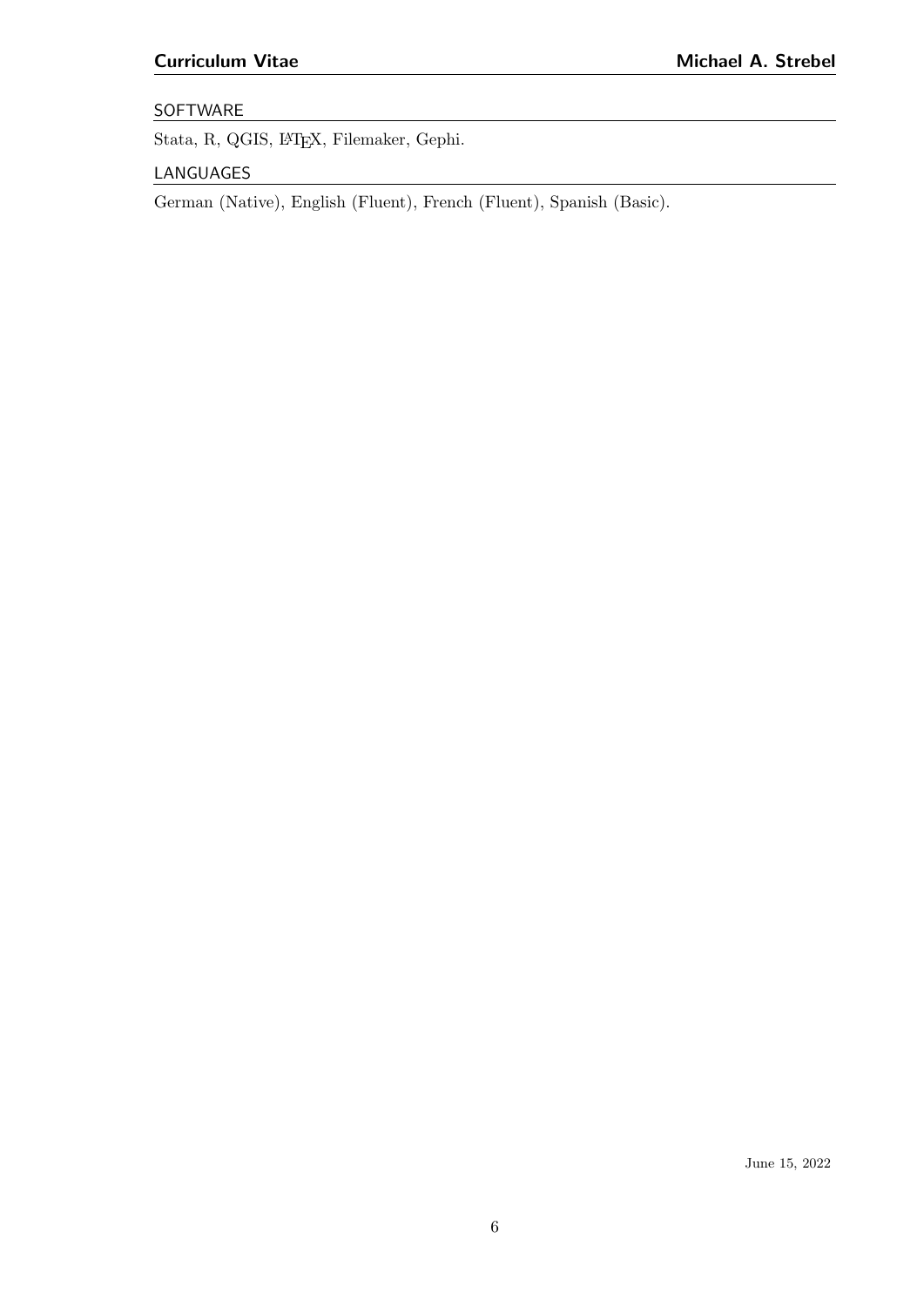## SOFTWARE

Stata, R, QGIS, LaTeX, Filemaker, Gephi.

## LANGUAGES

German (Native), English (Fluent), French (Fluent), Spanish (Basic).

June 15, 2022